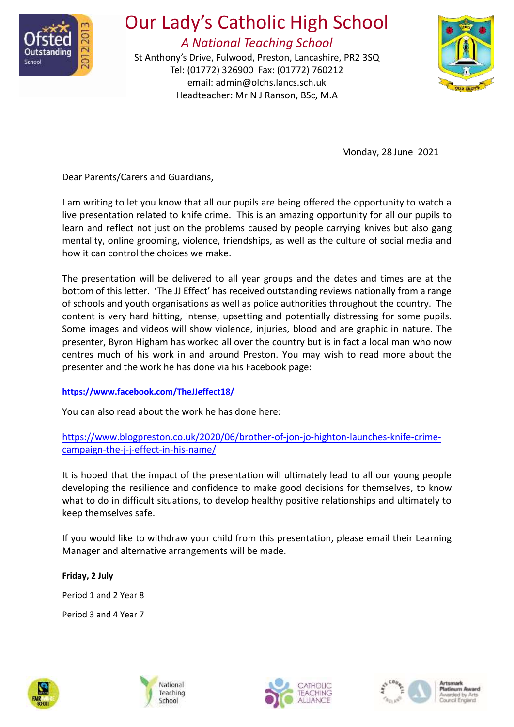# Our Lady's Catholic High School

*A National Teaching School*

St Anthony's Drive, Fulwood, Preston, Lancashire, PR2 3SQ
Tel: (01772) 326900 Fax: (01772) 760212
email: admin@olchs.lancs.sch.uk
Headteacher: Mr N J Ranson, BSc, M.A

Monday, 28 June 2021

Dear Parents/Carers and Guardians,

I am writing to let you know that all our pupils are being offered the opportunity to watch a live presentation related to knife crime. This is an amazing opportunity for all our pupils to learn and reflect not just on the problems caused by people carrying knives but also gang mentality, online grooming, violence, friendships, as well as the culture of social media and how it can control the choices we make.

The presentation will be delivered to all year groups and the dates and times are at the bottom of this letter. 'The JJ Effect' has received outstanding reviews nationally from a range of schools and youth organisations as well as police authorities throughout the country. The content is very hard hitting, intense, upsetting and potentially distressing for some pupils. Some images and videos will show violence, injuries, blood and are graphic in nature. The presenter, Byron Higham has worked all over the country but is in fact a local man who now centres much of his work in and around Preston. You may wish to read more about the presenter and the work he has done via his Facebook page:

**https://www.facebook.com/TheJJeffect18/**

You can also read about the work he has done here:

https://www.blogpreston.co.uk/2020/06/brother-of-jon-jo-highton-launches-knife-crime-campaign-the-j-j-effect-in-his-name/

It is hoped that the impact of the presentation will ultimately lead to all our young people developing the resilience and confidence to make good decisions for themselves, to know what to do in difficult situations, to develop healthy positive relationships and ultimately to keep themselves safe.

If you would like to withdraw your child from this presentation, please email their Learning Manager and alternative arrangements will be made.

**Friday, 2 July**

Period 1 and 2 Year 8

Period 3 and 4 Year 7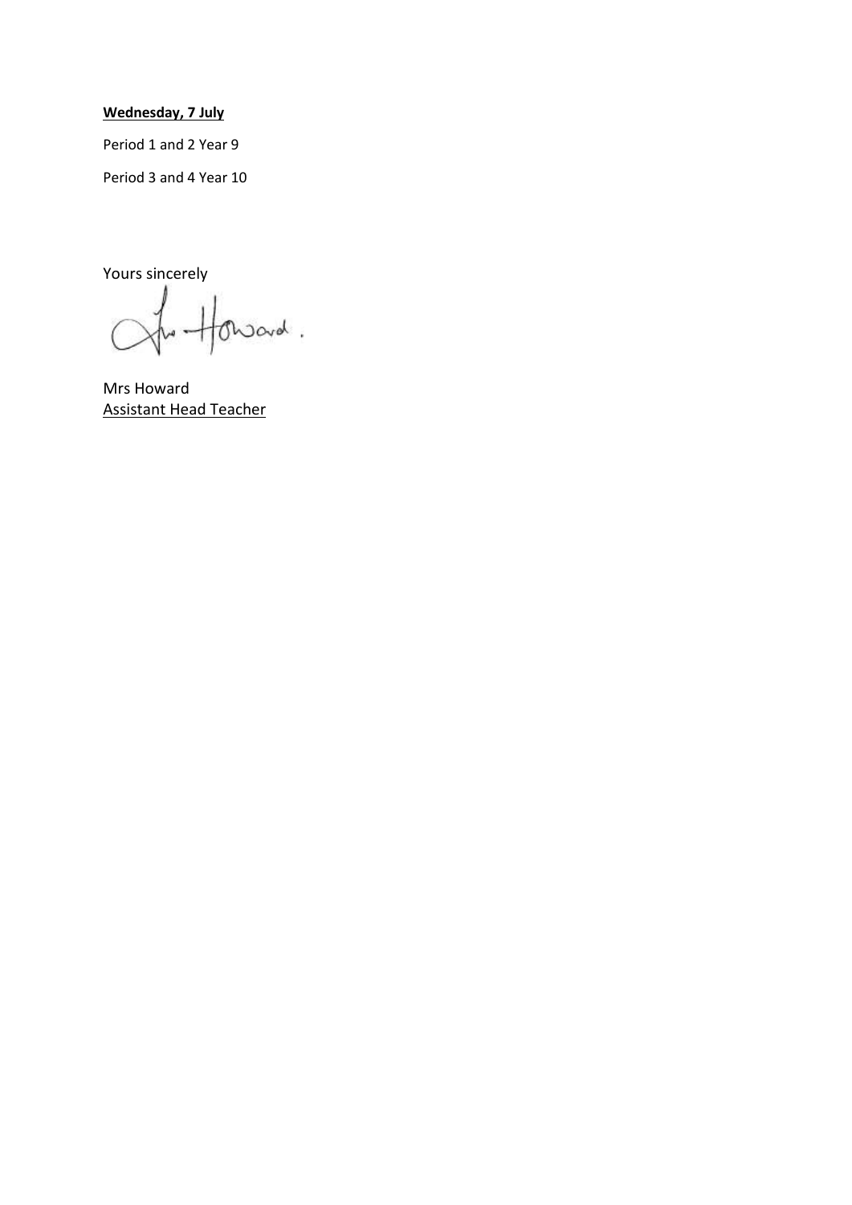**Wednesday, 7 July**

Period 1 and 2 Year 9

Period 3 and 4 Year 10

Yours sincerely

Mrs Howard
Assistant Head Teacher